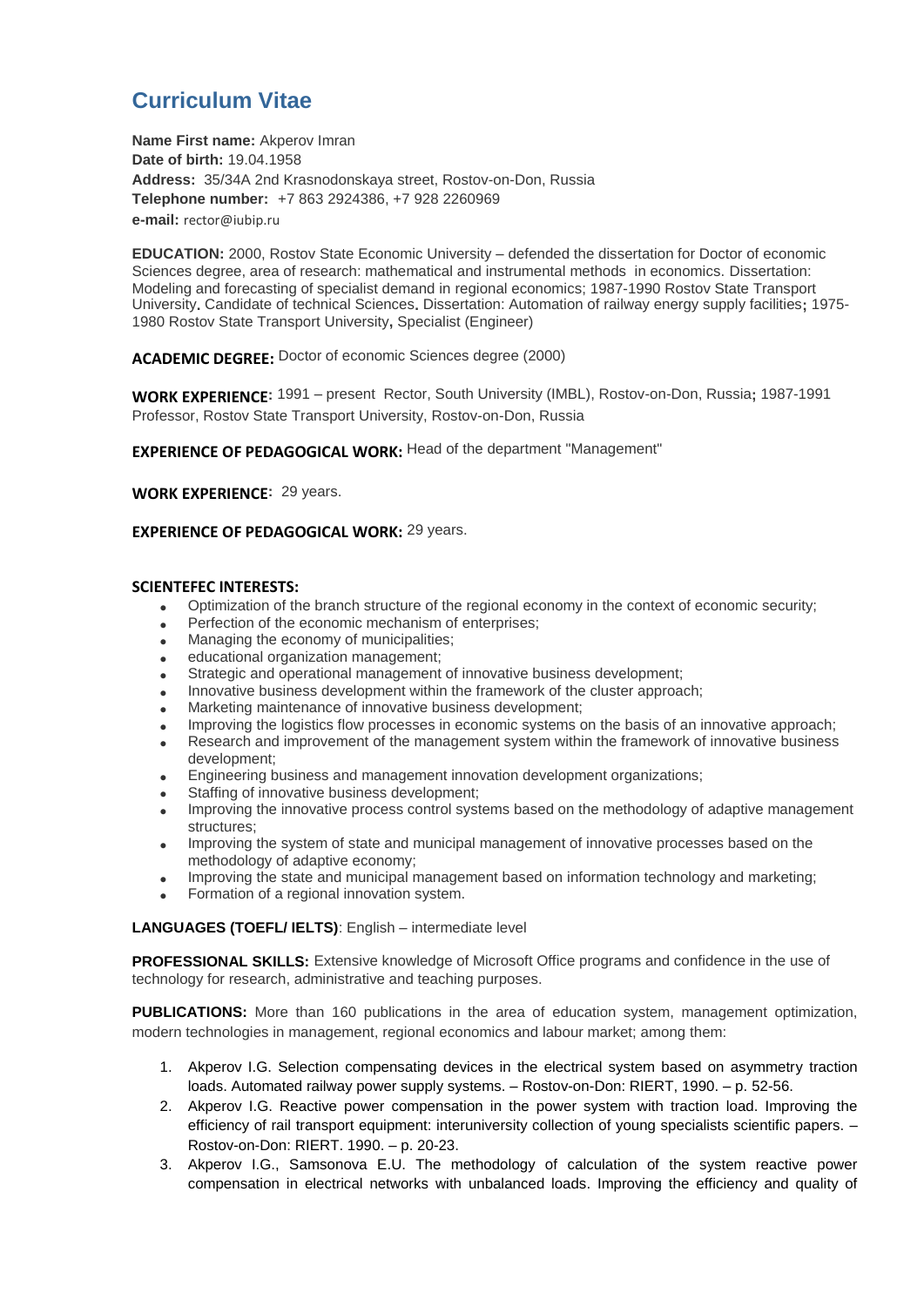# Curriculum Vitae

**Name First name:** Akperov Imran
**Date of birth:** 19.04.1958
**Address:** 35/34A 2nd Krasnodonskaya street, Rostov-on-Don, Russia
**Telephone number:** +7 863 2924386, +7 928 2260969
**e-mail:** rector@iubip.ru

**EDUCATION:** 2000, Rostov State Economic University – defended the dissertation for Doctor of economic Sciences degree, area of research: mathematical and instrumental methods in economics. Dissertation: Modeling and forecasting of specialist demand in regional economics; 1987-1990 Rostov State Transport University. Candidate of technical Sciences. Dissertation: Automation of railway energy supply facilities; 1975-1980 Rostov State Transport University, Specialist (Engineer)

**ACADEMIC DEGREE:** Doctor of economic Sciences degree (2000)

**WORK EXPERIENCE:** 1991 – present Rector, South University (IMBL), Rostov-on-Don, Russia; 1987-1991 Professor, Rostov State Transport University, Rostov-on-Don, Russia

**EXPERIENCE OF PEDAGOGICAL WORK:** Head of the department "Management"

**WORK EXPERIENCE:** 29 years.

**EXPERIENCE OF PEDAGOGICAL WORK:** 29 years.

**SCIENTEFEC INTERESTS:**

- Optimization of the branch structure of the regional economy in the context of economic security;
- Perfection of the economic mechanism of enterprises;
- Managing the economy of municipalities;
- educational organization management;
- Strategic and operational management of innovative business development;
- Innovative business development within the framework of the cluster approach;
- Marketing maintenance of innovative business development;
- Improving the logistics flow processes in economic systems on the basis of an innovative approach;
- Research and improvement of the management system within the framework of innovative business development;
- Engineering business and management innovation development organizations;
- Staffing of innovative business development;
- Improving the innovative process control systems based on the methodology of adaptive management structures;
- Improving the system of state and municipal management of innovative processes based on the methodology of adaptive economy;
- Improving the state and municipal management based on information technology and marketing;
- Formation of a regional innovation system.

**LANGUAGES (TOEFL/ IELTS)**: English – intermediate level

**PROFESSIONAL SKILLS:** Extensive knowledge of Microsoft Office programs and confidence in the use of technology for research, administrative and teaching purposes.

**PUBLICATIONS:** More than 160 publications in the area of education system, management optimization, modern technologies in management, regional economics and labour market; among them:

1. Akperov I.G. Selection compensating devices in the electrical system based on asymmetry traction loads. Automated railway power supply systems. – Rostov-on-Don: RIERT, 1990. – p. 52-56.
2. Akperov I.G. Reactive power compensation in the power system with traction load. Improving the efficiency of rail transport equipment: interuniversity collection of young specialists scientific papers. – Rostov-on-Don: RIERT. 1990. – p. 20-23.
3. Akperov I.G., Samsonova E.U. The methodology of calculation of the system reactive power compensation in electrical networks with unbalanced loads. Improving the efficiency and quality of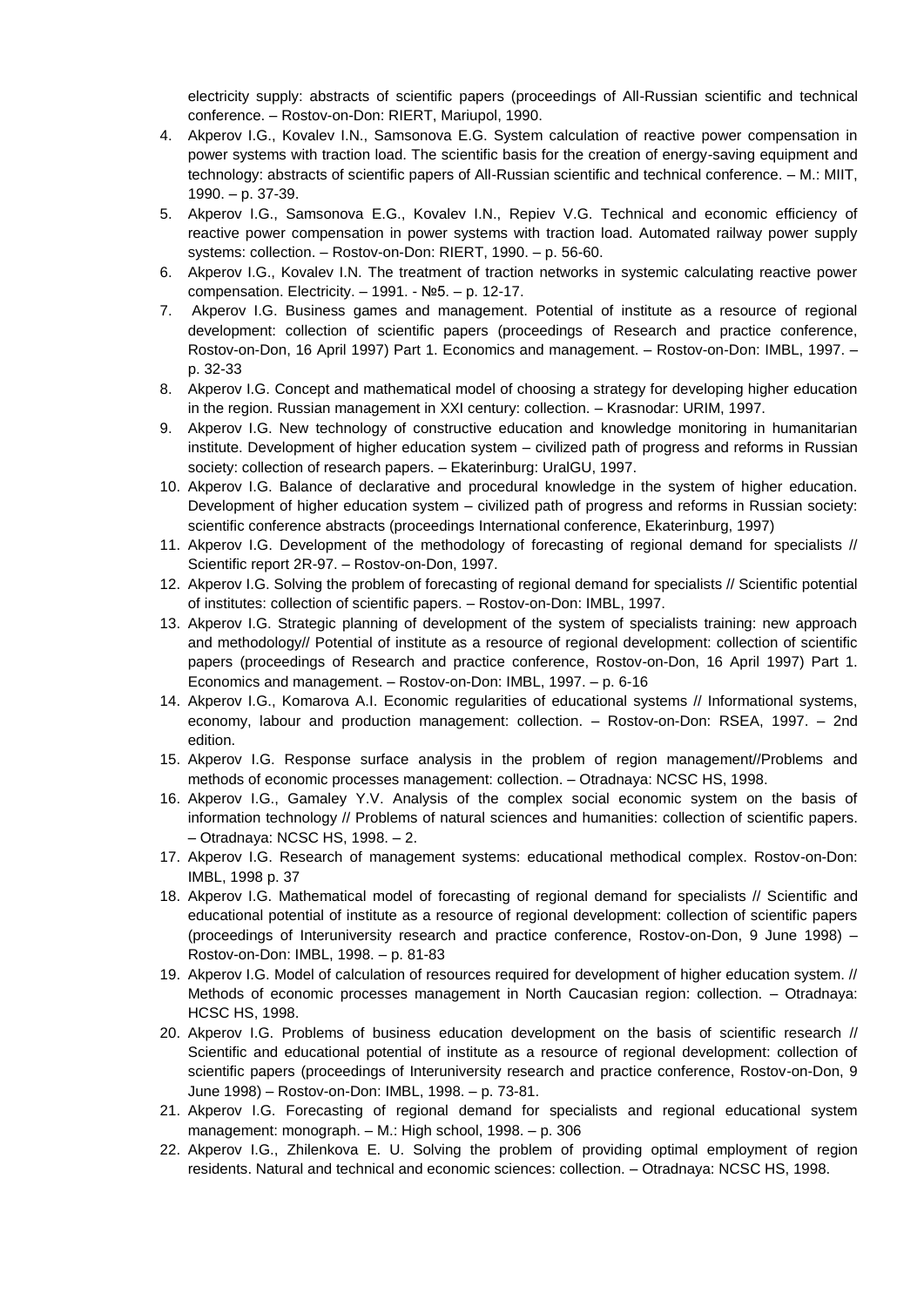electricity supply: abstracts of scientific papers (proceedings of All-Russian scientific and technical conference. – Rostov-on-Don: RIERT, Mariupol, 1990.

4. Akperov I.G., Kovalev I.N., Samsonova E.G. System calculation of reactive power compensation in power systems with traction load. The scientific basis for the creation of energy-saving equipment and technology: abstracts of scientific papers of All-Russian scientific and technical conference. – M.: MIIT, 1990. – p. 37-39.
5. Akperov I.G., Samsonova E.G., Kovalev I.N., Repiev V.G. Technical and economic efficiency of reactive power compensation in power systems with traction load. Automated railway power supply systems: collection. – Rostov-on-Don: RIERT, 1990. – p. 56-60.
6. Akperov I.G., Kovalev I.N. The treatment of traction networks in systemic calculating reactive power compensation. Electricity. – 1991. - №5. – p. 12-17.
7. Akperov I.G. Business games and management. Potential of institute as a resource of regional development: collection of scientific papers (proceedings of Research and practice conference, Rostov-on-Don, 16 April 1997) Part 1. Economics and management. – Rostov-on-Don: IMBL, 1997. – p. 32-33
8. Akperov I.G. Concept and mathematical model of choosing a strategy for developing higher education in the region. Russian management in XXI century: collection. – Krasnodar: URIM, 1997.
9. Akperov I.G. New technology of constructive education and knowledge monitoring in humanitarian institute. Development of higher education system – civilized path of progress and reforms in Russian society: collection of research papers. – Ekaterinburg: UralGU, 1997.
10. Akperov I.G. Balance of declarative and procedural knowledge in the system of higher education. Development of higher education system – civilized path of progress and reforms in Russian society: scientific conference abstracts (proceedings International conference, Ekaterinburg, 1997)
11. Akperov I.G. Development of the methodology of forecasting of regional demand for specialists // Scientific report 2R-97. – Rostov-on-Don, 1997.
12. Akperov I.G. Solving the problem of forecasting of regional demand for specialists // Scientific potential of institutes: collection of scientific papers. – Rostov-on-Don: IMBL, 1997.
13. Akperov I.G. Strategic planning of development of the system of specialists training: new approach and methodology// Potential of institute as a resource of regional development: collection of scientific papers (proceedings of Research and practice conference, Rostov-on-Don, 16 April 1997) Part 1. Economics and management. – Rostov-on-Don: IMBL, 1997. – p. 6-16
14. Akperov I.G., Komarova A.I. Economic regularities of educational systems // Informational systems, economy, labour and production management: collection. – Rostov-on-Don: RSEA, 1997. – 2nd edition.
15. Akperov I.G. Response surface analysis in the problem of region management//Problems and methods of economic processes management: collection. – Otradnaya: NCSC HS, 1998.
16. Akperov I.G., Gamaley Y.V. Analysis of the complex social economic system on the basis of information technology // Problems of natural sciences and humanities: collection of scientific papers. – Otradnaya: NCSC HS, 1998. – 2.
17. Akperov I.G. Research of management systems: educational methodical complex. Rostov-on-Don: IMBL, 1998 p. 37
18. Akperov I.G. Mathematical model of forecasting of regional demand for specialists // Scientific and educational potential of institute as a resource of regional development: collection of scientific papers (proceedings of Interuniversity research and practice conference, Rostov-on-Don, 9 June 1998) – Rostov-on-Don: IMBL, 1998. – p. 81-83
19. Akperov I.G. Model of calculation of resources required for development of higher education system. // Methods of economic processes management in North Caucasian region: collection. – Otradnaya: HCSC HS, 1998.
20. Akperov I.G. Problems of business education development on the basis of scientific research // Scientific and educational potential of institute as a resource of regional development: collection of scientific papers (proceedings of Interuniversity research and practice conference, Rostov-on-Don, 9 June 1998) – Rostov-on-Don: IMBL, 1998. – p. 73-81.
21. Akperov I.G. Forecasting of regional demand for specialists and regional educational system management: monograph. – M.: High school, 1998. – p. 306
22. Akperov I.G., Zhilenkova E. U. Solving the problem of providing optimal employment of region residents. Natural and technical and economic sciences: collection. – Otradnaya: NCSC HS, 1998.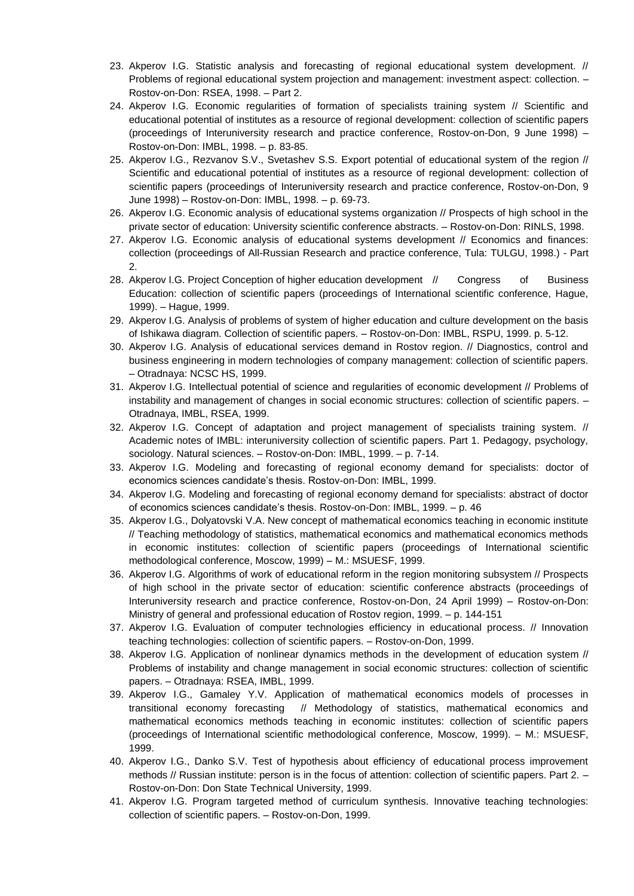23. Akperov I.G. Statistic analysis and forecasting of regional educational system development. // Problems of regional educational system projection and management: investment aspect: collection. – Rostov-on-Don: RSEA, 1998. – Part 2.
24. Akperov I.G. Economic regularities of formation of specialists training system // Scientific and educational potential of institutes as a resource of regional development: collection of scientific papers (proceedings of Interuniversity research and practice conference, Rostov-on-Don, 9 June 1998) – Rostov-on-Don: IMBL, 1998. – p. 83-85.
25. Akperov I.G., Rezvanov S.V., Svetashev S.S. Export potential of educational system of the region // Scientific and educational potential of institutes as a resource of regional development: collection of scientific papers (proceedings of Interuniversity research and practice conference, Rostov-on-Don, 9 June 1998) – Rostov-on-Don: IMBL, 1998. – p. 69-73.
26. Akperov I.G. Economic analysis of educational systems organization // Prospects of high school in the private sector of education: University scientific conference abstracts. – Rostov-on-Don: RINLS, 1998.
27. Akperov I.G. Economic analysis of educational systems development // Economics and finances: collection (proceedings of All-Russian Research and practice conference, Tula: TULGU, 1998.) - Part 2.
28. Akperov I.G. Project Conception of higher education development // Congress of Business Education: collection of scientific papers (proceedings of International scientific conference, Hague, 1999). – Hague, 1999.
29. Akperov I.G. Analysis of problems of system of higher education and culture development on the basis of Ishikawa diagram. Collection of scientific papers. – Rostov-on-Don: IMBL, RSPU, 1999. p. 5-12.
30. Akperov I.G. Analysis of educational services demand in Rostov region. // Diagnostics, control and business engineering in modern technologies of company management: collection of scientific papers. – Otradnaya: NCSC HS, 1999.
31. Akperov I.G. Intellectual potential of science and regularities of economic development // Problems of instability and management of changes in social economic structures: collection of scientific papers. – Otradnaya, IMBL, RSEA, 1999.
32. Akperov I.G. Concept of adaptation and project management of specialists training system. // Academic notes of IMBL: interuniversity collection of scientific papers. Part 1. Pedagogy, psychology, sociology. Natural sciences. – Rostov-on-Don: IMBL, 1999. – p. 7-14.
33. Akperov I.G. Modeling and forecasting of regional economy demand for specialists: doctor of economics sciences candidate's thesis. Rostov-on-Don: IMBL, 1999.
34. Akperov I.G. Modeling and forecasting of regional economy demand for specialists: abstract of doctor of economics sciences candidate's thesis. Rostov-on-Don: IMBL, 1999. – p. 46
35. Akperov I.G., Dolyatovski V.A. New concept of mathematical economics teaching in economic institute // Teaching methodology of statistics, mathematical economics and mathematical economics methods in economic institutes: collection of scientific papers (proceedings of International scientific methodological conference, Moscow, 1999) – M.: MSUESF, 1999.
36. Akperov I.G. Algorithms of work of educational reform in the region monitoring subsystem // Prospects of high school in the private sector of education: scientific conference abstracts (proceedings of Interuniversity research and practice conference, Rostov-on-Don, 24 April 1999) – Rostov-on-Don: Ministry of general and professional education of Rostov region, 1999. – p. 144-151
37. Akperov I.G. Evaluation of computer technologies efficiency in educational process. // Innovation teaching technologies: collection of scientific papers. – Rostov-on-Don, 1999.
38. Akperov I.G. Application of nonlinear dynamics methods in the development of education system // Problems of instability and change management in social economic structures: collection of scientific papers. – Otradnaya: RSEA, IMBL, 1999.
39. Akperov I.G., Gamaley Y.V. Application of mathematical economics models of processes in transitional economy forecasting // Methodology of statistics, mathematical economics and mathematical economics methods teaching in economic institutes: collection of scientific papers (proceedings of International scientific methodological conference, Moscow, 1999). – M.: MSUESF, 1999.
40. Akperov I.G., Danko S.V. Test of hypothesis about efficiency of educational process improvement methods // Russian institute: person is in the focus of attention: collection of scientific papers. Part 2. – Rostov-on-Don: Don State Technical University, 1999.
41. Akperov I.G. Program targeted method of curriculum synthesis. Innovative teaching technologies: collection of scientific papers. – Rostov-on-Don, 1999.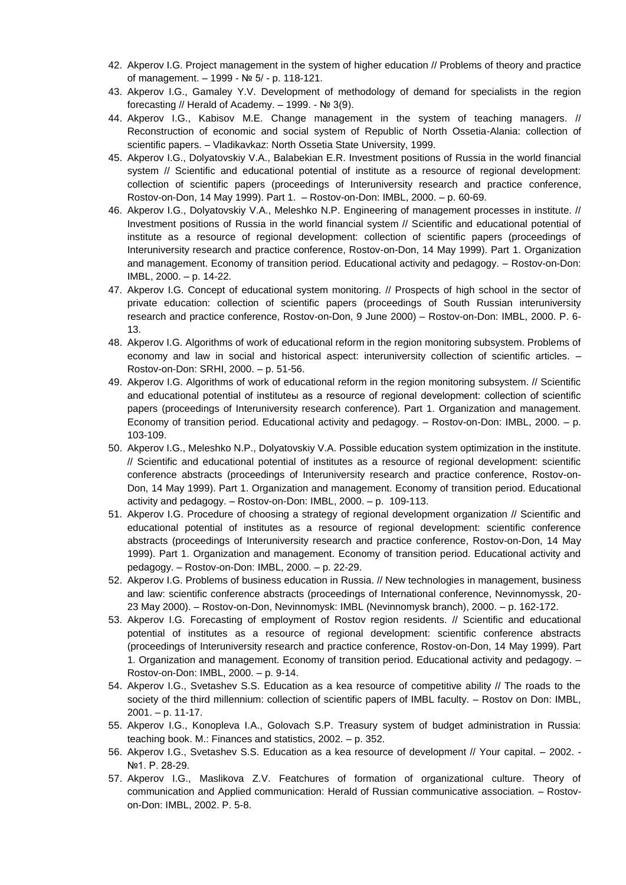42. Akperov I.G. Project management in the system of higher education // Problems of theory and practice of management. – 1999 - № 5/ - p. 118-121.
43. Akperov I.G., Gamaley Y.V. Development of methodology of demand for specialists in the region forecasting // Herald of Academy. – 1999. - № 3(9).
44. Akperov I.G., Kabisov M.E. Change management in the system of teaching managers. // Reconstruction of economic and social system of Republic of North Ossetia-Alania: collection of scientific papers. – Vladikavkaz: North Ossetia State University, 1999.
45. Akperov I.G., Dolyatovskiy V.A., Balabekian E.R. Investment positions of Russia in the world financial system // Scientific and educational potential of institute as a resource of regional development: collection of scientific papers (proceedings of Interuniversity research and practice conference, Rostov-on-Don, 14 May 1999). Part 1. – Rostov-on-Don: IMBL, 2000. – p. 60-69.
46. Akperov I.G., Dolyatovskiy V.A., Meleshko N.P. Engineering of management processes in institute. // Investment positions of Russia in the world financial system // Scientific and educational potential of institute as a resource of regional development: collection of scientific papers (proceedings of Interuniversity research and practice conference, Rostov-on-Don, 14 May 1999). Part 1. Organization and management. Economy of transition period. Educational activity and pedagogy. – Rostov-on-Don: IMBL, 2000. – p. 14-22.
47. Akperov I.G. Concept of educational system monitoring. // Prospects of high school in the sector of private education: collection of scientific papers (proceedings of South Russian interuniversity research and practice conference, Rostov-on-Don, 9 June 2000) – Rostov-on-Don: IMBL, 2000. P. 6-13.
48. Akperov I.G. Algorithms of work of educational reform in the region monitoring subsystem. Problems of economy and law in social and historical aspect: interuniversity collection of scientific articles. – Rostov-on-Don: SRHI, 2000. – p. 51-56.
49. Akperov I.G. Algorithms of work of educational reform in the region monitoring subsystem. // Scientific and educational potential of instituteы as a resource of regional development: collection of scientific papers (proceedings of Interuniversity research conference). Part 1. Organization and management. Economy of transition period. Educational activity and pedagogy. – Rostov-on-Don: IMBL, 2000. – p. 103-109.
50. Akperov I.G., Meleshko N.P., Dolyatovskiy V.A. Possible education system optimization in the institute. // Scientific and educational potential of institutes as a resource of regional development: scientific conference abstracts (proceedings of Interuniversity research and practice conference, Rostov-on-Don, 14 May 1999). Part 1. Organization and management. Economy of transition period. Educational activity and pedagogy. – Rostov-on-Don: IMBL, 2000. – p. 109-113.
51. Akperov I.G. Procedure of choosing a strategy of regional development organization // Scientific and educational potential of institutes as a resource of regional development: scientific conference abstracts (proceedings of Interuniversity research and practice conference, Rostov-on-Don, 14 May 1999). Part 1. Organization and management. Economy of transition period. Educational activity and pedagogy. – Rostov-on-Don: IMBL, 2000. – p. 22-29.
52. Akperov I.G. Problems of business education in Russia. // New technologies in management, business and law: scientific conference abstracts (proceedings of International conference, Nevinnomyssk, 20-23 May 2000). – Rostov-on-Don, Nevinnomysk: IMBL (Nevinnomysk branch), 2000. – p. 162-172.
53. Akperov I.G. Forecasting of employment of Rostov region residents. // Scientific and educational potential of institutes as a resource of regional development: scientific conference abstracts (proceedings of Interuniversity research and practice conference, Rostov-on-Don, 14 May 1999). Part 1. Organization and management. Economy of transition period. Educational activity and pedagogy. – Rostov-on-Don: IMBL, 2000. – p. 9-14.
54. Akperov I.G., Svetashev S.S. Education as a kea resource of competitive ability // The roads to the society of the third millennium: collection of scientific papers of IMBL faculty. – Rostov on Don: IMBL, 2001. – p. 11-17.
55. Akperov I.G., Konopleva I.A., Golovach S.P. Treasury system of budget administration in Russia: teaching book. M.: Finances and statistics, 2002. – p. 352.
56. Akperov I.G., Svetashev S.S. Education as a kea resource of development // Your capital. – 2002. - №1. P. 28-29.
57. Akperov I.G., Maslikova Z.V. Featchures of formation of organizational culture. Theory of communication and Applied communication: Herald of Russian communicative association. – Rostov-on-Don: IMBL, 2002. P. 5-8.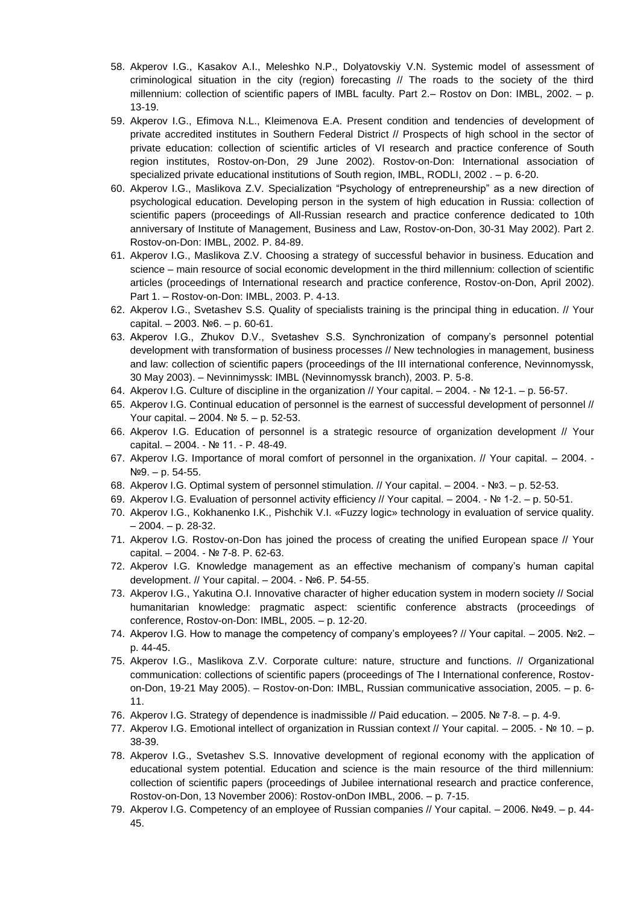58. Akperov I.G., Kasakov A.I., Meleshko N.P., Dolyatovskiy V.N. Systemic model of assessment of criminological situation in the city (region) forecasting // The roads to the society of the third millennium: collection of scientific papers of IMBL faculty. Part 2.– Rostov on Don: IMBL, 2002. – p. 13-19.
59. Akperov I.G., Efimova N.L., Kleimenova E.A. Present condition and tendencies of development of private accredited institutes in Southern Federal District // Prospects of high school in the sector of private education: collection of scientific articles of VI research and practice conference of South region institutes, Rostov-on-Don, 29 June 2002). Rostov-on-Don: International association of specialized private educational institutions of South region, IMBL, RODLI, 2002 . – p. 6-20.
60. Akperov I.G., Maslikova Z.V. Specialization "Psychology of entrepreneurship" as a new direction of psychological education. Developing person in the system of high education in Russia: collection of scientific papers (proceedings of All-Russian research and practice conference dedicated to 10th anniversary of Institute of Management, Business and Law, Rostov-on-Don, 30-31 May 2002). Part 2. Rostov-on-Don: IMBL, 2002. P. 84-89.
61. Akperov I.G., Maslikova Z.V. Choosing a strategy of successful behavior in business. Education and science – main resource of social economic development in the third millennium: collection of scientific articles (proceedings of International research and practice conference, Rostov-on-Don, April 2002). Part 1. – Rostov-on-Don: IMBL, 2003. P. 4-13.
62. Akperov I.G., Svetashev S.S. Quality of specialists training is the principal thing in education. // Your capital. – 2003. №6. – p. 60-61.
63. Akperov I.G., Zhukov D.V., Svetashev S.S. Synchronization of company's personnel potential development with transformation of business processes // New technologies in management, business and law: collection of scientific papers (proceedings of the III international conference, Nevinnomyssk, 30 May 2003). – Nevinnimyssk: IMBL (Nevinnomyssk branch), 2003. P. 5-8.
64. Akperov I.G. Culture of discipline in the organization // Your capital. – 2004. - № 12-1. – p. 56-57.
65. Akperov I.G. Continual education of personnel is the earnest of successful development of personnel // Your capital. – 2004. № 5. – p. 52-53.
66. Akperov I.G. Education of personnel is a strategic resource of organization development // Your capital. – 2004. - № 11. - P. 48-49.
67. Akperov I.G. Importance of moral comfort of personnel in the organixation. // Your capital. – 2004. - №9. – p. 54-55.
68. Akperov I.G. Optimal system of personnel stimulation. // Your capital. – 2004. - №3. – p. 52-53.
69. Akperov I.G. Evaluation of personnel activity efficiency // Your capital. – 2004. - № 1-2. – p. 50-51.
70. Akperov I.G., Kokhanenko I.K., Pishchik V.I. «Fuzzy logic» technology in evaluation of service quality. – 2004. – p. 28-32.
71. Akperov I.G. Rostov-on-Don has joined the process of creating the unified European space // Your capital. – 2004. - № 7-8. P. 62-63.
72. Akperov I.G. Knowledge management as an effective mechanism of company's human capital development. // Your capital. – 2004. - №6. P. 54-55.
73. Akperov I.G., Yakutina O.I. Innovative character of higher education system in modern society // Social humanitarian knowledge: pragmatic aspect: scientific conference abstracts (proceedings of conference, Rostov-on-Don: IMBL, 2005. – p. 12-20.
74. Akperov I.G. How to manage the competency of company's employees? // Your capital. – 2005. №2. – p. 44-45.
75. Akperov I.G., Maslikova Z.V. Corporate culture: nature, structure and functions. // Organizational communication: collections of scientific papers (proceedings of The I International conference, Rostov-on-Don, 19-21 May 2005). – Rostov-on-Don: IMBL, Russian communicative association, 2005. – p. 6-11.
76. Akperov I.G. Strategy of dependence is inadmissible // Paid education. – 2005. № 7-8. – p. 4-9.
77. Akperov I.G. Emotional intellect of organization in Russian context // Your capital. – 2005. - № 10. – p. 38-39.
78. Akperov I.G., Svetashev S.S. Innovative development of regional economy with the application of educational system potential. Education and science is the main resource of the third millennium: collection of scientific papers (proceedings of Jubilee international research and practice conference, Rostov-on-Don, 13 November 2006): Rostov-onDon IMBL, 2006. – p. 7-15.
79. Akperov I.G. Competency of an employee of Russian companies // Your capital. – 2006. №49. – p. 44-45.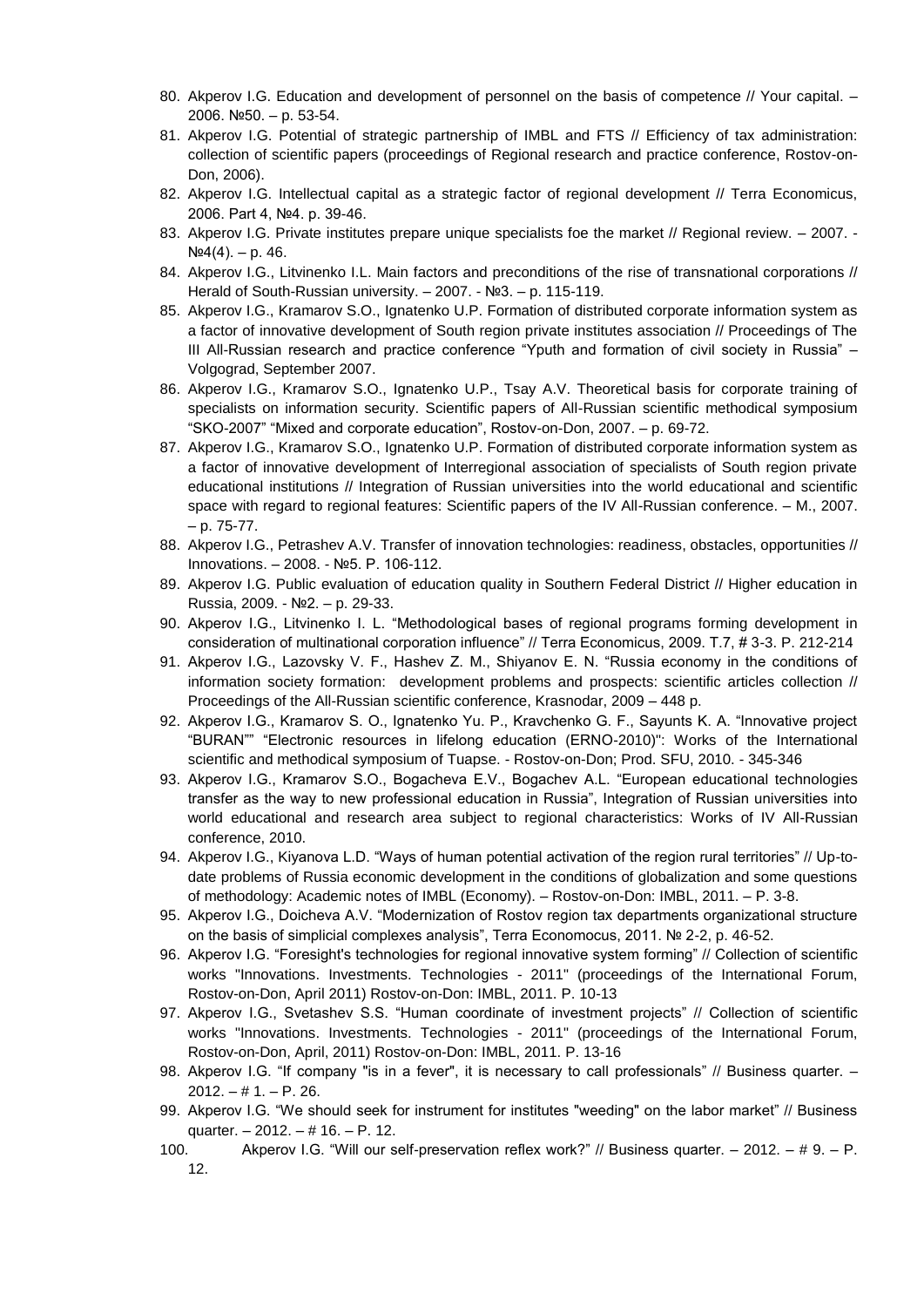80. Akperov I.G. Education and development of personnel on the basis of competence // Your capital. – 2006. №50. – p. 53-54.
81. Akperov I.G. Potential of strategic partnership of IMBL and FTS // Efficiency of tax administration: collection of scientific papers (proceedings of Regional research and practice conference, Rostov-on-Don, 2006).
82. Akperov I.G. Intellectual capital as a strategic factor of regional development // Terra Economicus, 2006. Part 4, №4. p. 39-46.
83. Akperov I.G. Private institutes prepare unique specialists foe the market // Regional review. – 2007. - №4(4). – p. 46.
84. Akperov I.G., Litvinenko I.L. Main factors and preconditions of the rise of transnational corporations // Herald of South-Russian university. – 2007. - №3. – p. 115-119.
85. Akperov I.G., Kramarov S.O., Ignatenko U.P. Formation of distributed corporate information system as a factor of innovative development of South region private institutes association // Proceedings of The III All-Russian research and practice conference "Yputh and formation of civil society in Russia" – Volgograd, September 2007.
86. Akperov I.G., Kramarov S.O., Ignatenko U.P., Tsay A.V. Theoretical basis for corporate training of specialists on information security. Scientific papers of All-Russian scientific methodical symposium "SKO-2007" "Mixed and corporate education", Rostov-on-Don, 2007. – p. 69-72.
87. Akperov I.G., Kramarov S.O., Ignatenko U.P. Formation of distributed corporate information system as a factor of innovative development of Interregional association of specialists of South region private educational institutions // Integration of Russian universities into the world educational and scientific space with regard to regional features: Scientific papers of the IV All-Russian conference. – M., 2007. – p. 75-77.
88. Akperov I.G., Petrashev A.V. Transfer of innovation technologies: readiness, obstacles, opportunities // Innovations. – 2008. - №5. P. 106-112.
89. Akperov I.G. Public evaluation of education quality in Southern Federal District // Higher education in Russia, 2009. - №2. – p. 29-33.
90. Akperov I.G., Litvinenko I. L. "Methodological bases of regional programs forming development in consideration of multinational corporation influence" // Terra Economicus, 2009. T.7, # 3-3. P. 212-214
91. Akperov I.G., Lazovsky V. F., Hashev Z. M., Shiyanov E. N. "Russia economy in the conditions of information society formation: development problems and prospects: scientific articles collection // Proceedings of the All-Russian scientific conference, Krasnodar, 2009 – 448 p.
92. Akperov I.G., Kramarov S. O., Ignatenko Yu. P., Kravchenko G. F., Sayunts K. A. "Innovative project "BURAN"" "Electronic resources in lifelong education (ERNO-2010)": Works of the International scientific and methodical symposium of Tuapse. - Rostov-on-Don; Prod. SFU, 2010. - 345-346
93. Akperov I.G., Kramarov S.O., Bogacheva E.V., Bogachev A.L. "European educational technologies transfer as the way to new professional education in Russia", Integration of Russian universities into world educational and research area subject to regional characteristics: Works of IV All-Russian conference, 2010.
94. Akperov I.G., Kiyanova L.D. "Ways of human potential activation of the region rural territories" // Up-to-date problems of Russia economic development in the conditions of globalization and some questions of methodology: Academic notes of IMBL (Economy). – Rostov-on-Don: IMBL, 2011. – P. 3-8.
95. Akperov I.G., Doicheva A.V. "Modernization of Rostov region tax departments organizational structure on the basis of simplicial complexes analysis", Terra Economocus, 2011. № 2-2, p. 46-52.
96. Akperov I.G. "Foresight's technologies for regional innovative system forming" // Collection of scientific works "Innovations. Investments. Technologies - 2011" (proceedings of the International Forum, Rostov-on-Don, April 2011) Rostov-on-Don: IMBL, 2011. P. 10-13
97. Akperov I.G., Svetashev S.S. "Human coordinate of investment projects" // Collection of scientific works "Innovations. Investments. Technologies - 2011" (proceedings of the International Forum, Rostov-on-Don, April, 2011) Rostov-on-Don: IMBL, 2011. P. 13-16
98. Akperov I.G. "If company "is in a fever", it is necessary to call professionals" // Business quarter. – 2012. – # 1. – P. 26.
99. Akperov I.G. "We should seek for instrument for institutes "weeding" on the labor market" // Business quarter. – 2012. – # 16. – P. 12.
100. Akperov I.G. "Will our self-preservation reflex work?" // Business quarter. – 2012. – # 9. – P. 12.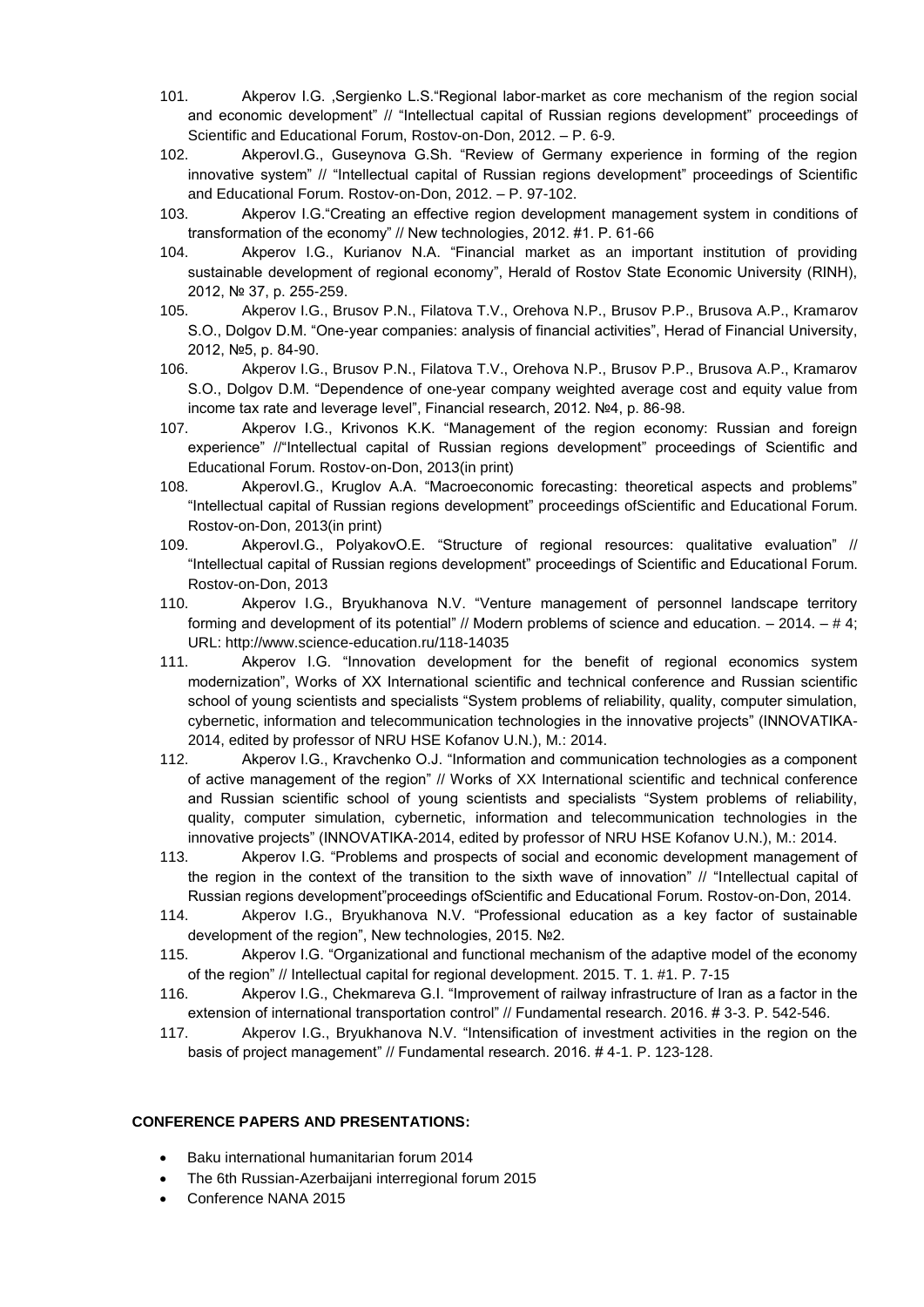101. Akperov I.G. ,Sergienko L.S."Regional labor-market as core mechanism of the region social and economic development" // "Intellectual capital of Russian regions development" proceedings of Scientific and Educational Forum, Rostov-on-Don, 2012. – P. 6-9.
102. AkperovI.G., Guseynova G.Sh. "Review of Germany experience in forming of the region innovative system" // "Intellectual capital of Russian regions development" proceedings of Scientific and Educational Forum. Rostov-on-Don, 2012. – P. 97-102.
103. Akperov I.G."Creating an effective region development management system in conditions of transformation of the economy" // New technologies, 2012. #1. P. 61-66
104. Akperov I.G., Kurianov N.A. "Financial market as an important institution of providing sustainable development of regional economy", Herald of Rostov State Economic University (RINH), 2012, № 37, p. 255-259.
105. Akperov I.G., Brusov P.N., Filatova T.V., Orehova N.P., Brusov P.P., Brusova A.P., Kramarov S.O., Dolgov D.M. "One-year companies: analysis of financial activities", Herad of Financial University, 2012, №5, p. 84-90.
106. Akperov I.G., Brusov P.N., Filatova T.V., Orehova N.P., Brusov P.P., Brusova A.P., Kramarov S.O., Dolgov D.M. "Dependence of one-year company weighted average cost and equity value from income tax rate and leverage level", Financial research, 2012. №4, p. 86-98.
107. Akperov I.G., Krivonos K.K. "Management of the region economy: Russian and foreign experience" //"Intellectual capital of Russian regions development" proceedings of Scientific and Educational Forum. Rostov-on-Don, 2013(in print)
108. AkperovI.G., Kruglov A.A. "Macroeconomic forecasting: theoretical aspects and problems" "Intellectual capital of Russian regions development" proceedings ofScientific and Educational Forum. Rostov-on-Don, 2013(in print)
109. AkperovI.G., PolyakovO.E. "Structure of regional resources: qualitative evaluation" // "Intellectual capital of Russian regions development" proceedings of Scientific and Educational Forum. Rostov-on-Don, 2013
110. Akperov I.G., Bryukhanova N.V. "Venture management of personnel landscape territory forming and development of its potential" // Modern problems of science and education. – 2014. – # 4; URL: http://www.science-education.ru/118-14035
111. Akperov I.G. "Innovation development for the benefit of regional economics system modernization", Works of XX International scientific and technical conference and Russian scientific school of young scientists and specialists "System problems of reliability, quality, computer simulation, cybernetic, information and telecommunication technologies in the innovative projects" (INNOVATIKA-2014, edited by professor of NRU HSE Kofanov U.N.), M.: 2014.
112. Akperov I.G., Kravchenko O.J. "Information and communication technologies as a component of active management of the region" // Works of XX International scientific and technical conference and Russian scientific school of young scientists and specialists "System problems of reliability, quality, computer simulation, cybernetic, information and telecommunication technologies in the innovative projects" (INNOVATIKA-2014, edited by professor of NRU HSE Kofanov U.N.), M.: 2014.
113. Akperov I.G. "Problems and prospects of social and economic development management of the region in the context of the transition to the sixth wave of innovation" // "Intellectual capital of Russian regions development"proceedings ofScientific and Educational Forum. Rostov-on-Don, 2014.
114. Akperov I.G., Bryukhanova N.V. "Professional education as a key factor of sustainable development of the region", New technologies, 2015. №2.
115. Akperov I.G. "Organizational and functional mechanism of the adaptive model of the economy of the region" // Intellectual capital for regional development. 2015. T. 1. #1. P. 7-15
116. Akperov I.G., Chekmareva G.I. "Improvement of railway infrastructure of Iran as a factor in the extension of international transportation control" // Fundamental research. 2016. # 3-3. P. 542-546.
117. Akperov I.G., Bryukhanova N.V. "Intensification of investment activities in the region on the basis of project management" // Fundamental research. 2016. # 4-1. P. 123-128.

**CONFERENCE PAPERS AND PRESENTATIONS:**

- Baku international humanitarian forum 2014
- The 6th Russian-Azerbaijani interregional forum 2015
- Conference NANA 2015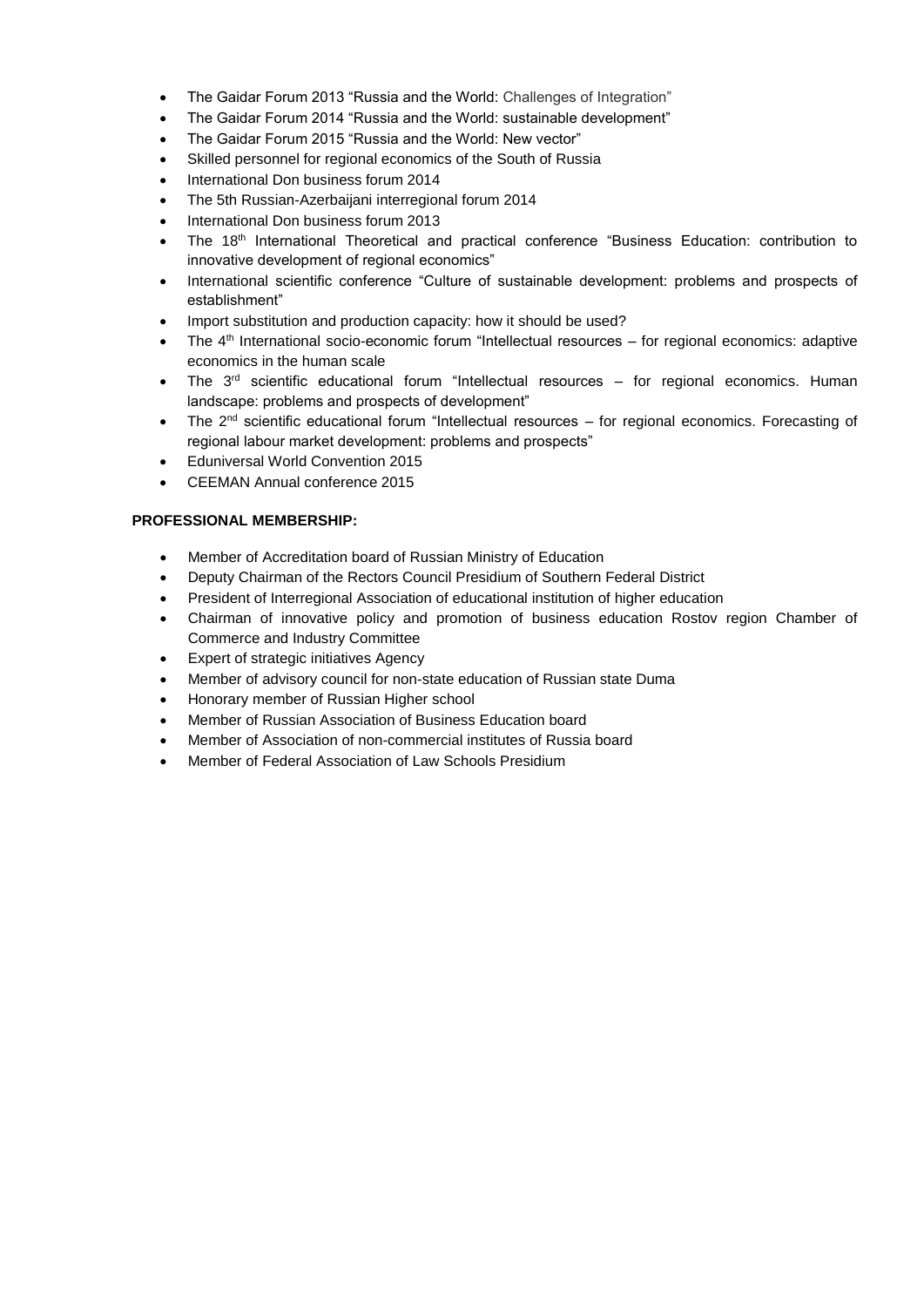- The Gaidar Forum 2013 "Russia and the World: Challenges of Integration"
- The Gaidar Forum 2014 "Russia and the World: sustainable development"
- The Gaidar Forum 2015 "Russia and the World: New vector"
- Skilled personnel for regional economics of the South of Russia
- International Don business forum 2014
- The 5th Russian-Azerbaijani interregional forum 2014
- International Don business forum 2013
- The 18th International Theoretical and practical conference "Business Education: contribution to innovative development of regional economics"
- International scientific conference "Culture of sustainable development: problems and prospects of establishment"
- Import substitution and production capacity: how it should be used?
- The 4th International socio-economic forum "Intellectual resources – for regional economics: adaptive economics in the human scale
- The 3rd scientific educational forum "Intellectual resources – for regional economics. Human landscape: problems and prospects of development"
- The 2nd scientific educational forum "Intellectual resources – for regional economics. Forecasting of regional labour market development: problems and prospects"
- Eduniversal World Convention 2015
- CEEMAN Annual conference 2015

**PROFESSIONAL MEMBERSHIP:**

- Member of Accreditation board of Russian Ministry of Education
- Deputy Chairman of the Rectors Council Presidium of Southern Federal District
- President of Interregional Association of educational institution of higher education
- Chairman of innovative policy and promotion of business education Rostov region Chamber of Commerce and Industry Committee
- Expert of strategic initiatives Agency
- Member of advisory council for non-state education of Russian state Duma
- Honorary member of Russian Higher school
- Member of Russian Association of Business Education board
- Member of Association of non-commercial institutes of Russia board
- Member of Federal Association of Law Schools Presidium